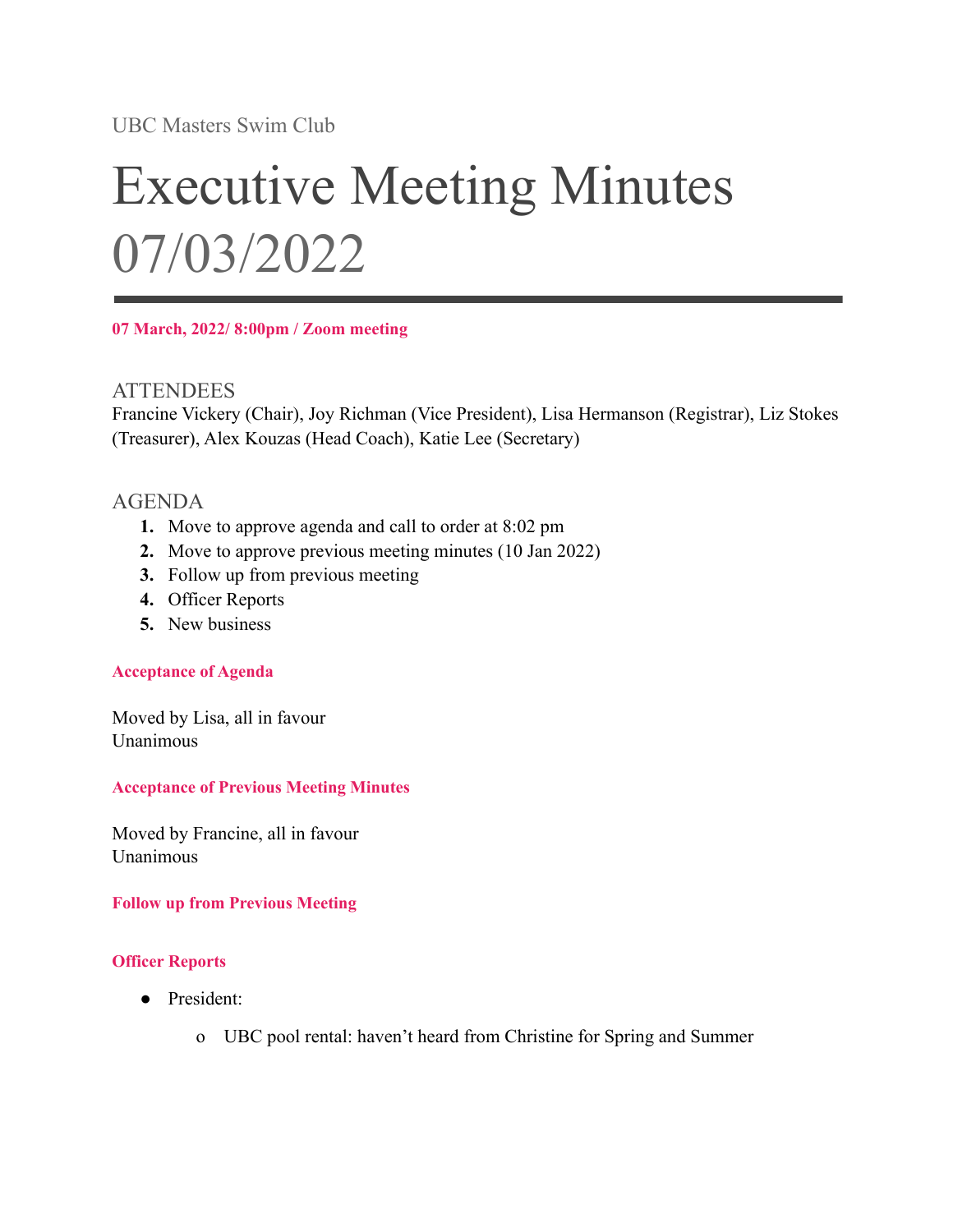UBC Masters Swim Club

# Executive Meeting Minutes 07/03/2022

**07 March, 2022/ 8:00pm / Zoom meeting**

## ATTENDEES

Francine Vickery (Chair), Joy Richman (Vice President), Lisa Hermanson (Registrar), Liz Stokes (Treasurer), Alex Kouzas (Head Coach), Katie Lee (Secretary)

## AGENDA

1. Move to approve agenda and call to order at 8:02 pm
2. Move to approve previous meeting minutes (10 Jan 2022)
3. Follow up from previous meeting
4. Officer Reports
5. New business

### Acceptance of Agenda

Moved by Lisa, all in favour
Unanimous

### Acceptance of Previous Meeting Minutes

Moved by Francine, all in favour
Unanimous

### Follow up from Previous Meeting

### Officer Reports

- President:
    - UBC pool rental: haven't heard from Christine for Spring and Summer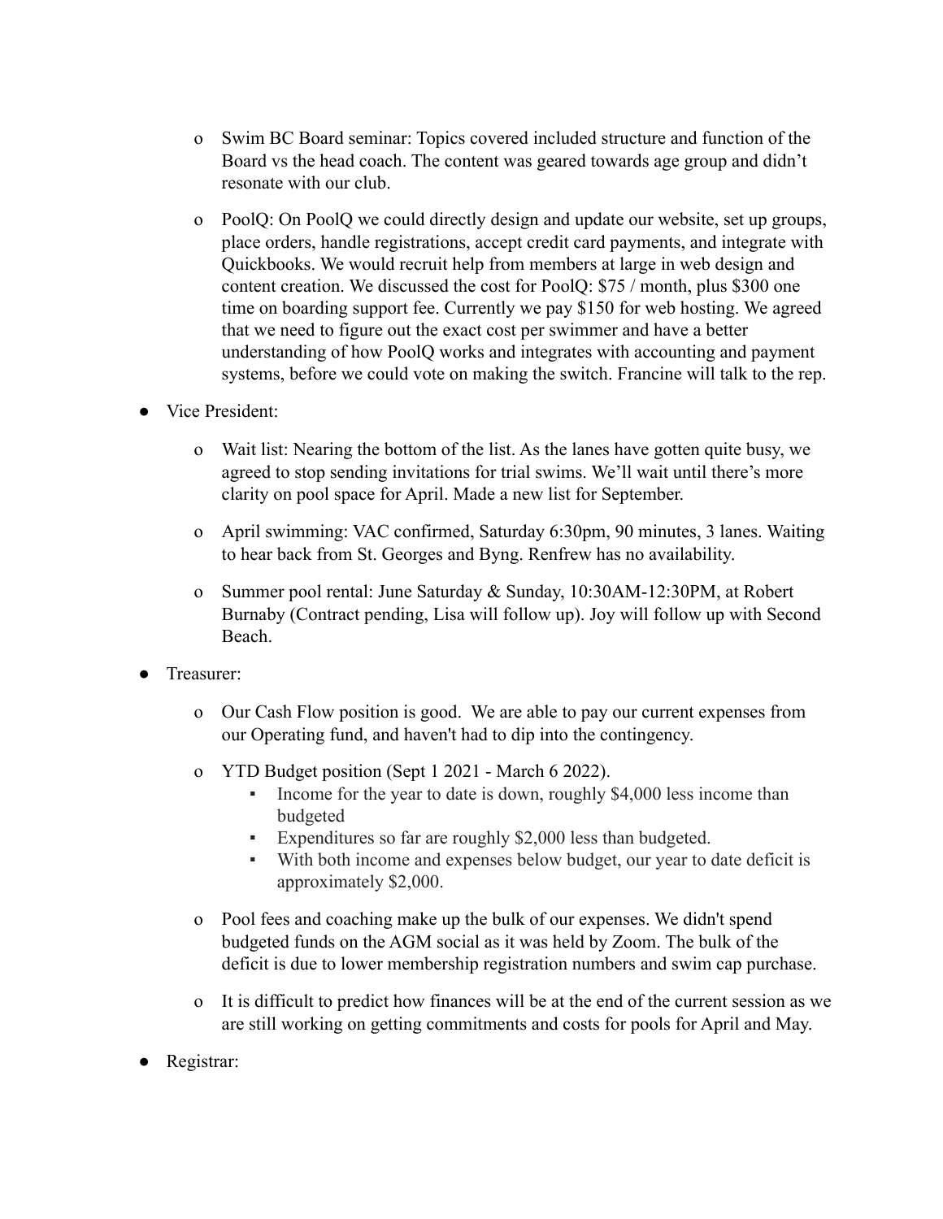- Swim BC Board seminar: Topics covered included structure and function of the Board vs the head coach. The content was geared towards age group and didn't resonate with our club.
- PoolQ: On PoolQ we could directly design and update our website, set up groups, place orders, handle registrations, accept credit card payments, and integrate with Quickbooks. We would recruit help from members at large in web design and content creation. We discussed the cost for PoolQ: $75 / month, plus $300 one time on boarding support fee. Currently we pay $150 for web hosting. We agreed that we need to figure out the exact cost per swimmer and have a better understanding of how PoolQ works and integrates with accounting and payment systems, before we could vote on making the switch. Francine will talk to the rep.

- Vice President:
  - Wait list: Nearing the bottom of the list. As the lanes have gotten quite busy, we agreed to stop sending invitations for trial swims. We'll wait until there's more clarity on pool space for April. Made a new list for September.
  - April swimming: VAC confirmed, Saturday 6:30pm, 90 minutes, 3 lanes. Waiting to hear back from St. Georges and Byng. Renfrew has no availability.
  - Summer pool rental: June Saturday & Sunday, 10:30AM-12:30PM, at Robert Burnaby (Contract pending, Lisa will follow up). Joy will follow up with Second Beach.

- Treasurer:
  - Our Cash Flow position is good. We are able to pay our current expenses from our Operating fund, and haven't had to dip into the contingency.
  - YTD Budget position (Sept 1 2021 - March 6 2022).
    - Income for the year to date is down, roughly $4,000 less income than budgeted
    - Expenditures so far are roughly $2,000 less than budgeted.
    - With both income and expenses below budget, our year to date deficit is approximately $2,000.
  - Pool fees and coaching make up the bulk of our expenses. We didn't spend budgeted funds on the AGM social as it was held by Zoom. The bulk of the deficit is due to lower membership registration numbers and swim cap purchase.
  - It is difficult to predict how finances will be at the end of the current session as we are still working on getting commitments and costs for pools for April and May.

- Registrar: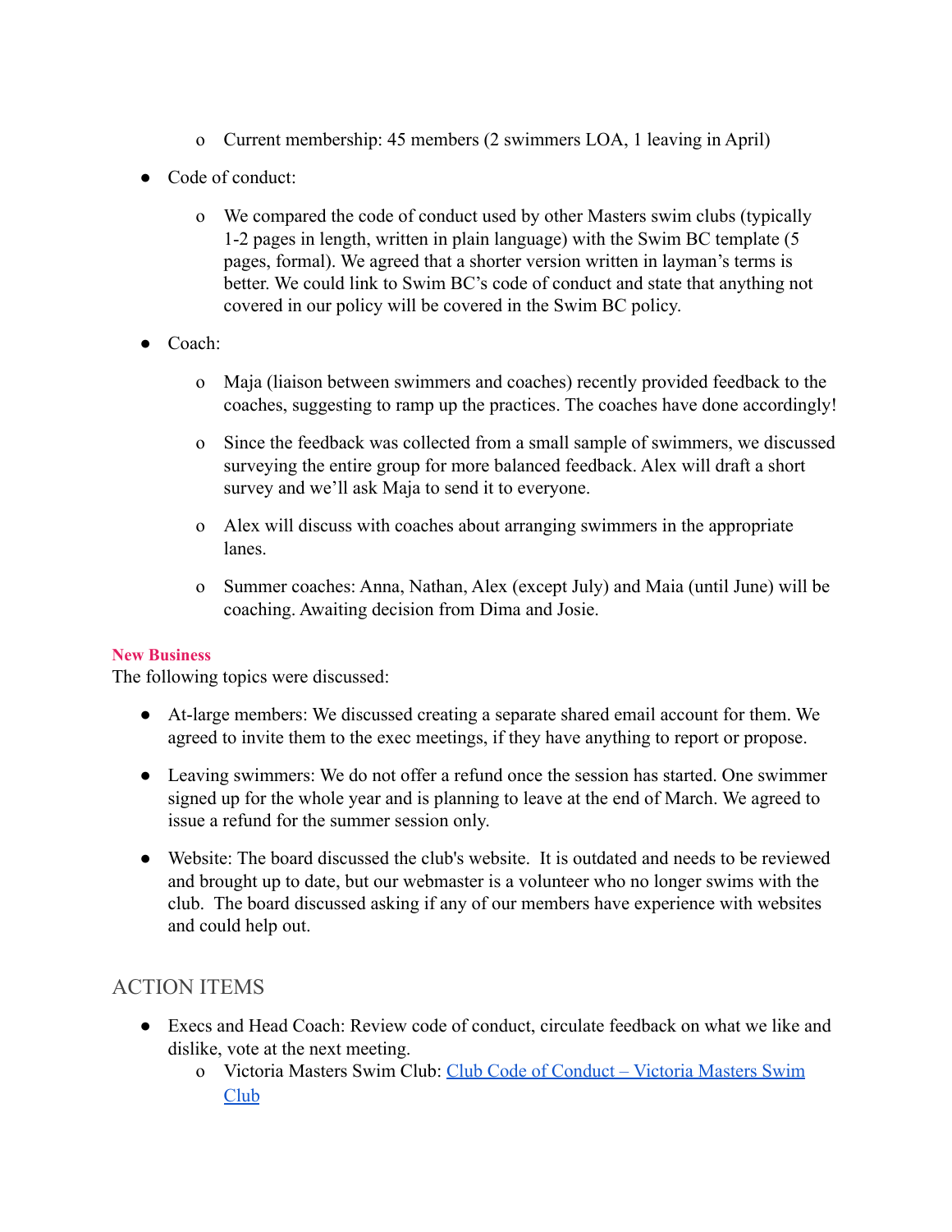- Current membership: 45 members (2 swimmers LOA, 1 leaving in April)

- Code of conduct:

  - We compared the code of conduct used by other Masters swim clubs (typically 1-2 pages in length, written in plain language) with the Swim BC template (5 pages, formal). We agreed that a shorter version written in layman's terms is better. We could link to Swim BC's code of conduct and state that anything not covered in our policy will be covered in the Swim BC policy.

- Coach:

  - Maja (liaison between swimmers and coaches) recently provided feedback to the coaches, suggesting to ramp up the practices. The coaches have done accordingly!

  - Since the feedback was collected from a small sample of swimmers, we discussed surveying the entire group for more balanced feedback. Alex will draft a short survey and we'll ask Maja to send it to everyone.

  - Alex will discuss with coaches about arranging swimmers in the appropriate lanes.

  - Summer coaches: Anna, Nathan, Alex (except July) and Maia (until June) will be coaching. Awaiting decision from Dima and Josie.

**New Business**

The following topics were discussed:

- At-large members: We discussed creating a separate shared email account for them. We agreed to invite them to the exec meetings, if they have anything to report or propose.

- Leaving swimmers: We do not offer a refund once the session has started. One swimmer signed up for the whole year and is planning to leave at the end of March. We agreed to issue a refund for the summer session only.

- Website: The board discussed the club's website. It is outdated and needs to be reviewed and brought up to date, but our webmaster is a volunteer who no longer swims with the club. The board discussed asking if any of our members have experience with websites and could help out.

## ACTION ITEMS

- Execs and Head Coach: Review code of conduct, circulate feedback on what we like and dislike, vote at the next meeting.
  - Victoria Masters Swim Club: Club Code of Conduct – Victoria Masters Swim Club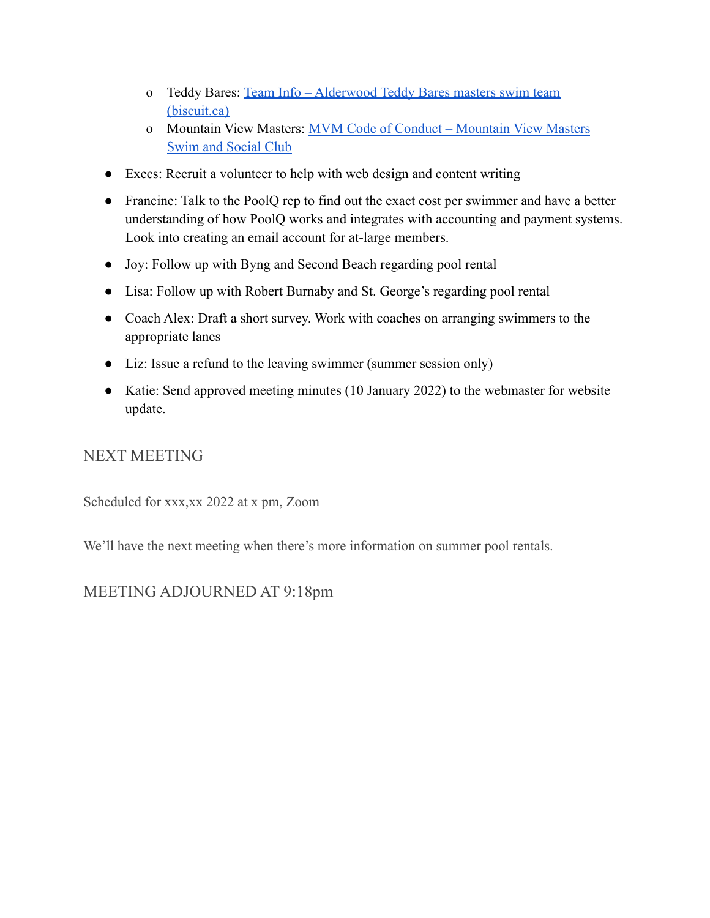- Teddy Bares: [Team Info – Alderwood Teddy Bares masters swim team (biscuit.ca)]
    - Mountain View Masters: [MVM Code of Conduct – Mountain View Masters Swim and Social Club]

- Execs: Recruit a volunteer to help with web design and content writing
- Francine: Talk to the PoolQ rep to find out the exact cost per swimmer and have a better understanding of how PoolQ works and integrates with accounting and payment systems. Look into creating an email account for at-large members.
- Joy: Follow up with Byng and Second Beach regarding pool rental
- Lisa: Follow up with Robert Burnaby and St. George's regarding pool rental
- Coach Alex: Draft a short survey. Work with coaches on arranging swimmers to the appropriate lanes
- Liz: Issue a refund to the leaving swimmer (summer session only)
- Katie: Send approved meeting minutes (10 January 2022) to the webmaster for website update.

## NEXT MEETING

Scheduled for xxx,xx 2022 at x pm, Zoom

We'll have the next meeting when there's more information on summer pool rentals.

## MEETING ADJOURNED AT 9:18pm